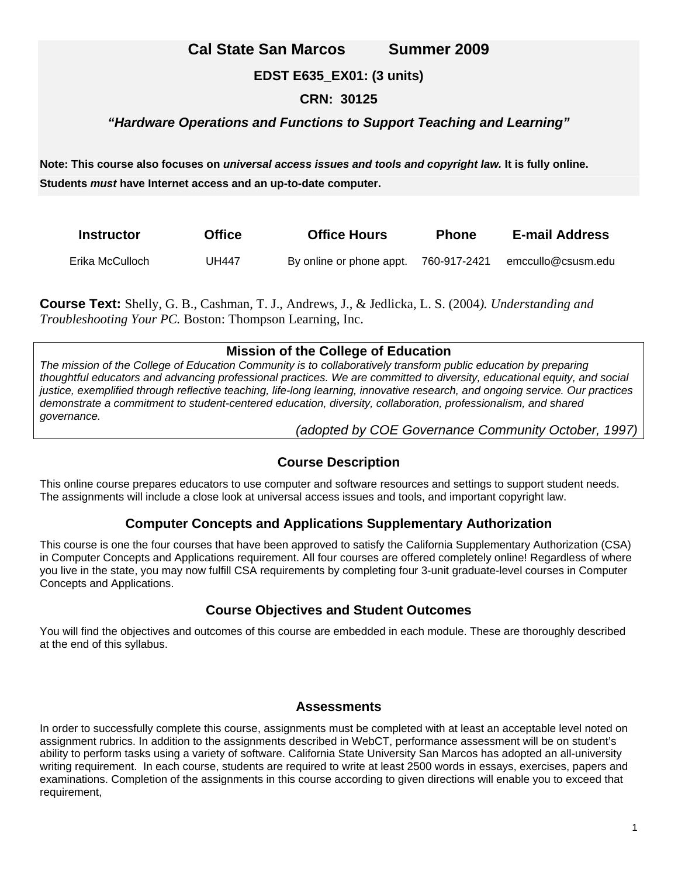# Cal State San Marcos Summer 2009

## EDST E635_EX01: (3 units)

## CRN: 30125

### *"Hardware Operations and Functions to Support Teaching and Learning"*

**Note: This course also focuses on *universal access issues and tools and copyright law.* It is fully online.**

**Students *must* have Internet access and an up-to-date computer.**

| Instructor | Office | Office Hours | Phone | E-mail Address |
| --- | --- | --- | --- | --- |
| Erika McCulloch | UH447 | By online or phone appt. | 760-917-2421 | emccullo@csusm.edu |

**Course Text:** Shelly, G. B., Cashman, T. J., Andrews, J., & Jedlicka, L. S. (2004*). Understanding and Troubleshooting Your PC.* Boston: Thompson Learning, Inc.

### Mission of the College of Education

*The mission of the College of Education Community is to collaboratively transform public education by preparing thoughtful educators and advancing professional practices. We are committed to diversity, educational equity, and social justice, exemplified through reflective teaching, life-long learning, innovative research, and ongoing service. Our practices demonstrate a commitment to student-centered education, diversity, collaboration, professionalism, and shared governance.*

*(adopted by COE Governance Community October, 1997)*

### Course Description

This online course prepares educators to use computer and software resources and settings to support student needs. The assignments will include a close look at universal access issues and tools, and important copyright law.

### Computer Concepts and Applications Supplementary Authorization

This course is one the four courses that have been approved to satisfy the California Supplementary Authorization (CSA) in Computer Concepts and Applications requirement. All four courses are offered completely online! Regardless of where you live in the state, you may now fulfill CSA requirements by completing four 3-unit graduate-level courses in Computer Concepts and Applications.

### Course Objectives and Student Outcomes

You will find the objectives and outcomes of this course are embedded in each module. These are thoroughly described at the end of this syllabus.

### Assessments

In order to successfully complete this course, assignments must be completed with at least an acceptable level noted on assignment rubrics. In addition to the assignments described in WebCT, performance assessment will be on student's ability to perform tasks using a variety of software. California State University San Marcos has adopted an all-university writing requirement. In each course, students are required to write at least 2500 words in essays, exercises, papers and examinations. Completion of the assignments in this course according to given directions will enable you to exceed that requirement,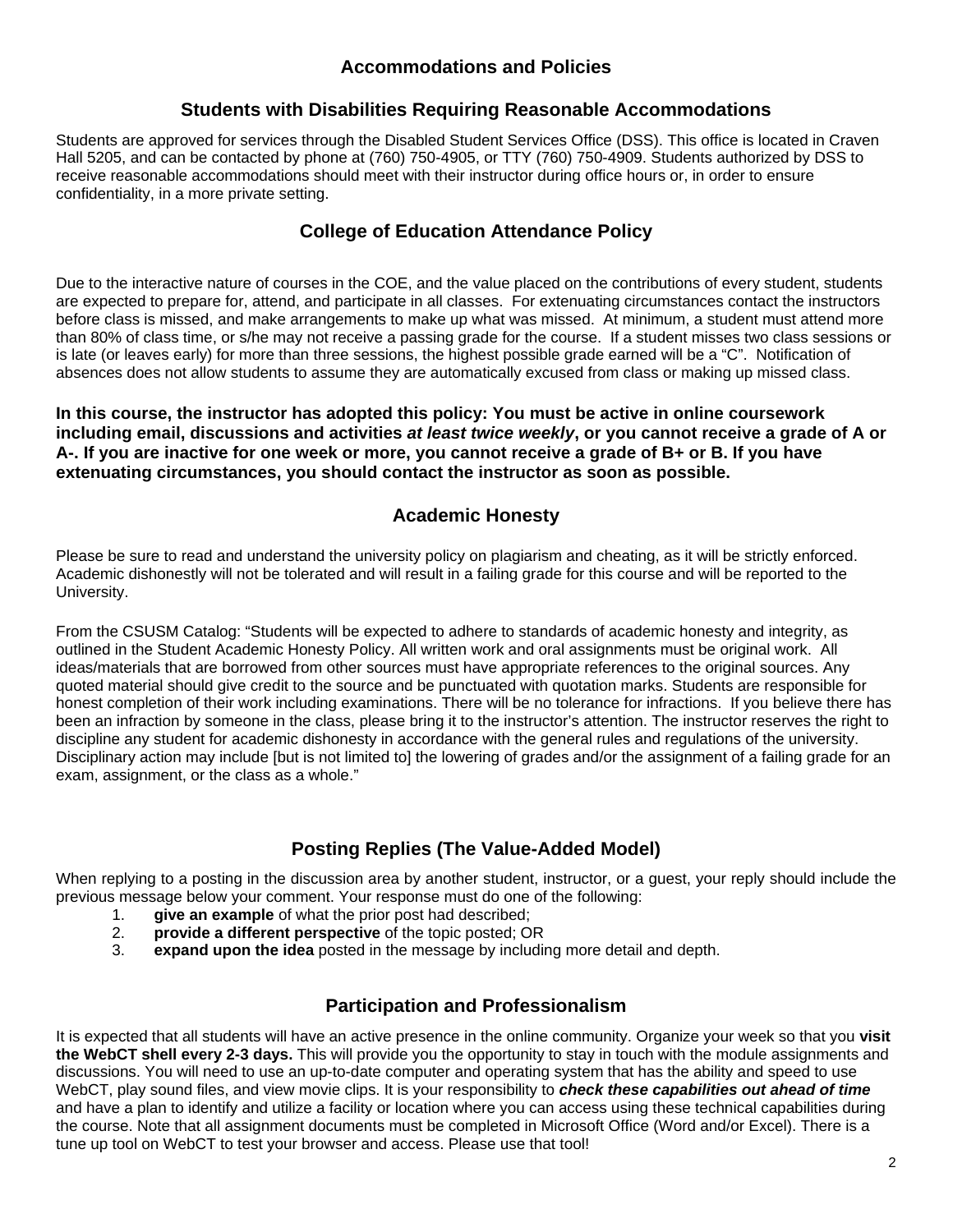## Accommodations and Policies

### Students with Disabilities Requiring Reasonable Accommodations

Students are approved for services through the Disabled Student Services Office (DSS). This office is located in Craven Hall 5205, and can be contacted by phone at (760) 750-4905, or TTY (760) 750-4909. Students authorized by DSS to receive reasonable accommodations should meet with their instructor during office hours or, in order to ensure confidentiality, in a more private setting.

### College of Education Attendance Policy

Due to the interactive nature of courses in the COE, and the value placed on the contributions of every student, students are expected to prepare for, attend, and participate in all classes. For extenuating circumstances contact the instructors before class is missed, and make arrangements to make up what was missed. At minimum, a student must attend more than 80% of class time, or s/he may not receive a passing grade for the course. If a student misses two class sessions or is late (or leaves early) for more than three sessions, the highest possible grade earned will be a "C". Notification of absences does not allow students to assume they are automatically excused from class or making up missed class.

**In this course, the instructor has adopted this policy: You must be active in online coursework including email, discussions and activities *at least twice weekly*, or you cannot receive a grade of A or A-. If you are inactive for one week or more, you cannot receive a grade of B+ or B. If you have extenuating circumstances, you should contact the instructor as soon as possible.**

### Academic Honesty

Please be sure to read and understand the university policy on plagiarism and cheating, as it will be strictly enforced. Academic dishonestly will not be tolerated and will result in a failing grade for this course and will be reported to the University.

From the CSUSM Catalog: "Students will be expected to adhere to standards of academic honesty and integrity, as outlined in the Student Academic Honesty Policy. All written work and oral assignments must be original work. All ideas/materials that are borrowed from other sources must have appropriate references to the original sources. Any quoted material should give credit to the source and be punctuated with quotation marks. Students are responsible for honest completion of their work including examinations. There will be no tolerance for infractions. If you believe there has been an infraction by someone in the class, please bring it to the instructor's attention. The instructor reserves the right to discipline any student for academic dishonesty in accordance with the general rules and regulations of the university. Disciplinary action may include [but is not limited to] the lowering of grades and/or the assignment of a failing grade for an exam, assignment, or the class as a whole."

### Posting Replies (The Value-Added Model)

When replying to a posting in the discussion area by another student, instructor, or a guest, your reply should include the previous message below your comment. Your response must do one of the following:

1. **give an example** of what the prior post had described;
2. **provide a different perspective** of the topic posted; OR
3. **expand upon the idea** posted in the message by including more detail and depth.

### Participation and Professionalism

It is expected that all students will have an active presence in the online community. Organize your week so that you **visit the WebCT shell every 2-3 days.** This will provide you the opportunity to stay in touch with the module assignments and discussions. You will need to use an up-to-date computer and operating system that has the ability and speed to use WebCT, play sound files, and view movie clips. It is your responsibility to ***check these capabilities out ahead of time*** and have a plan to identify and utilize a facility or location where you can access using these technical capabilities during the course. Note that all assignment documents must be completed in Microsoft Office (Word and/or Excel). There is a tune up tool on WebCT to test your browser and access. Please use that tool!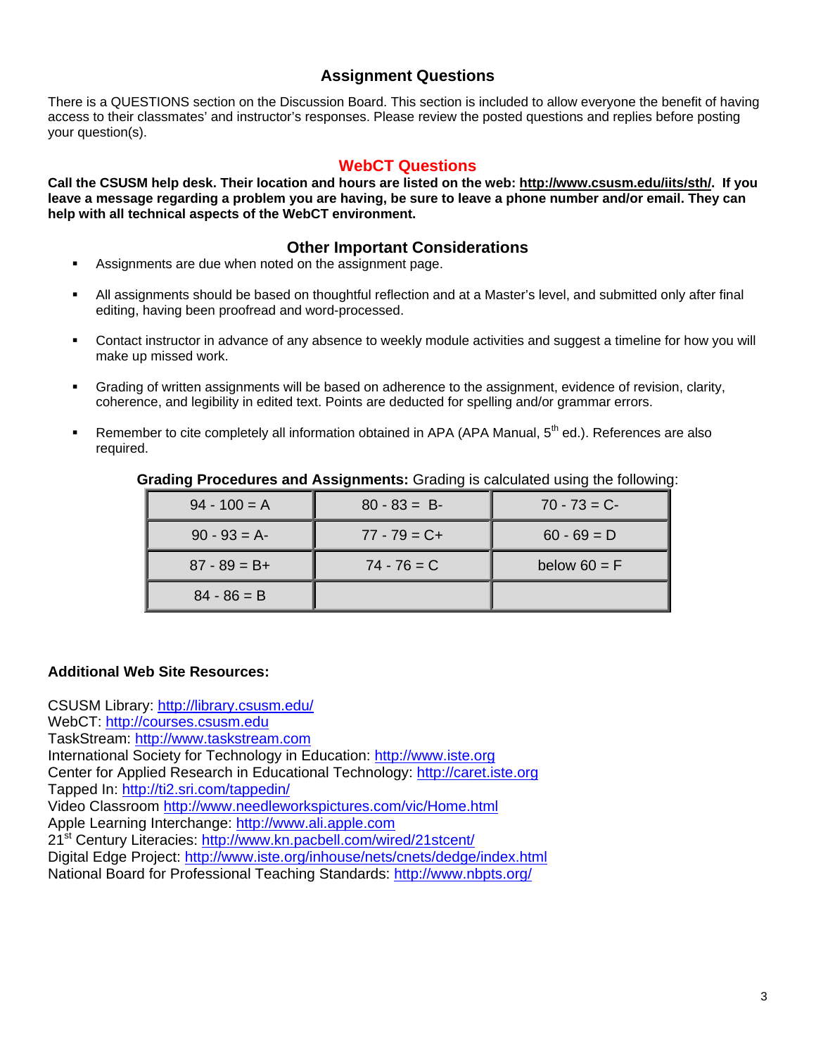## Assignment Questions

There is a QUESTIONS section on the Discussion Board. This section is included to allow everyone the benefit of having access to their classmates' and instructor's responses. Please review the posted questions and replies before posting your question(s).

## WebCT Questions

**Call the CSUSM help desk. Their location and hours are listed on the web: http://www.csusm.edu/iits/sth/. If you leave a message regarding a problem you are having, be sure to leave a phone number and/or email. They can help with all technical aspects of the WebCT environment.**

## Other Important Considerations

- Assignments are due when noted on the assignment page.
- All assignments should be based on thoughtful reflection and at a Master's level, and submitted only after final editing, having been proofread and word-processed.
- Contact instructor in advance of any absence to weekly module activities and suggest a timeline for how you will make up missed work.
- Grading of written assignments will be based on adherence to the assignment, evidence of revision, clarity, coherence, and legibility in edited text. Points are deducted for spelling and/or grammar errors.
- Remember to cite completely all information obtained in APA (APA Manual, 5th ed.). References are also required.

**Grading Procedures and Assignments:** Grading is calculated using the following:

| | | |
|---|---|---|
| 94 - 100 = A | 80 - 83 = B- | 70 - 73 = C- |
| 90 - 93 = A- | 77 - 79 = C+ | 60 - 69 = D |
| 87 - 89 = B+ | 74 - 76 = C | below 60 = F |
| 84 - 86 = B | | |

**Additional Web Site Resources:**

CSUSM Library: http://library.csusm.edu/
WebCT: http://courses.csusm.edu
TaskStream: http://www.taskstream.com
International Society for Technology in Education: http://www.iste.org
Center for Applied Research in Educational Technology: http://caret.iste.org
Tapped In: http://ti2.sri.com/tappedin/
Video Classroom http://www.needleworkspictures.com/vic/Home.html
Apple Learning Interchange: http://www.ali.apple.com
21st Century Literacies: http://www.kn.pacbell.com/wired/21stcent/
Digital Edge Project: http://www.iste.org/inhouse/nets/cnets/dedge/index.html
National Board for Professional Teaching Standards: http://www.nbpts.org/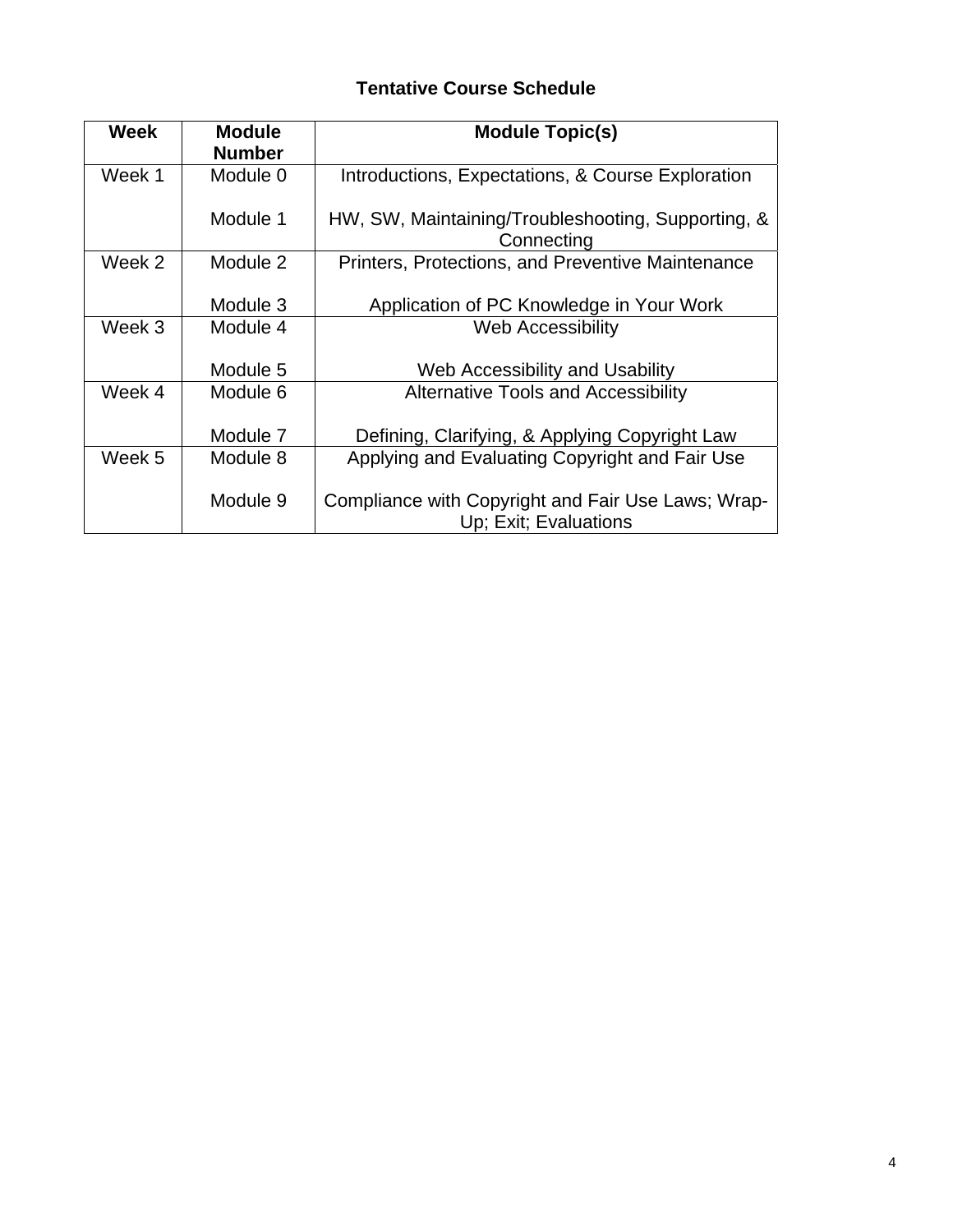## Tentative Course Schedule

| Week | Module Number | Module Topic(s) |
|---|---|---|
| Week 1 | Module 0 | Introductions, Expectations, & Course Exploration |
| | Module 1 | HW, SW, Maintaining/Troubleshooting, Supporting, & Connecting |
| Week 2 | Module 2 | Printers, Protections, and Preventive Maintenance |
| | Module 3 | Application of PC Knowledge in Your Work |
| Week 3 | Module 4 | Web Accessibility |
| | Module 5 | Web Accessibility and Usability |
| Week 4 | Module 6 | Alternative Tools and Accessibility |
| | Module 7 | Defining, Clarifying, & Applying Copyright Law |
| Week 5 | Module 8 | Applying and Evaluating Copyright and Fair Use |
| | Module 9 | Compliance with Copyright and Fair Use Laws; Wrap-Up; Exit; Evaluations |